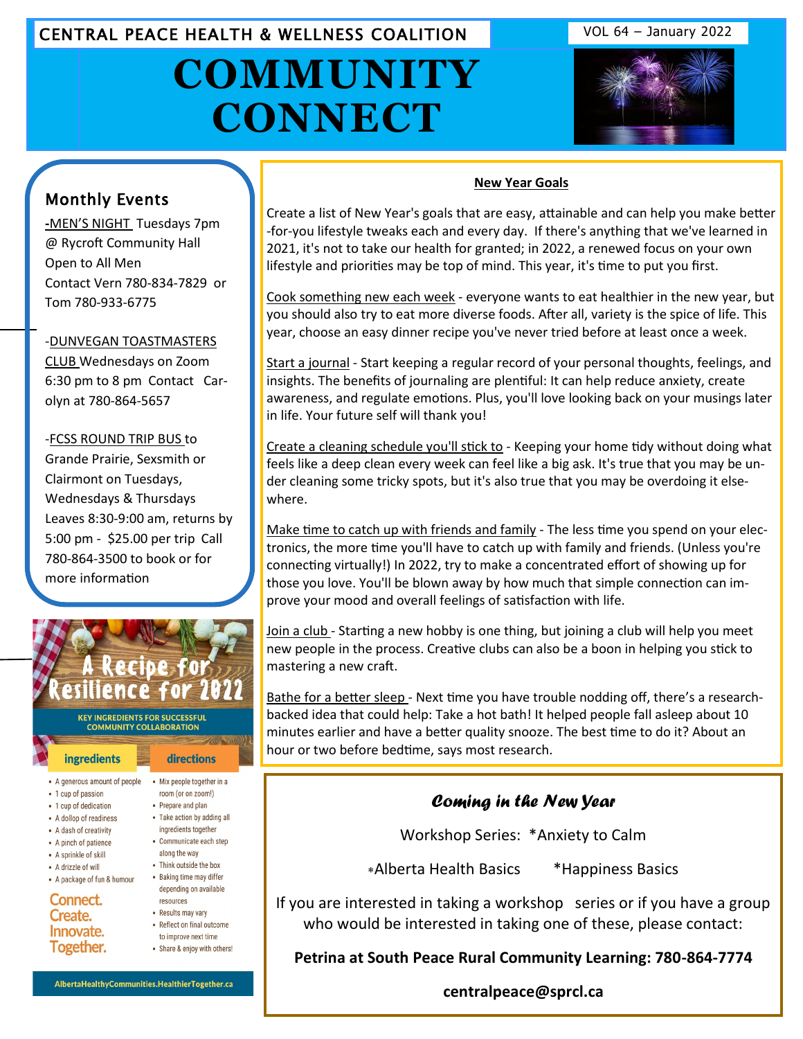CENTRAL PEACE HEALTH & WELLNESS COALITION

VOL 64 – January 2022

# COMMUNITY CONNECT

## Monthly Events

-<u>MEN'S NIGHT</u> Tuesdays 7pm @ Rycroft Community Hall Open to All Men Contact Vern 780-834-7829 or Tom 780-933-6775

-<u>DUNVEGAN TOASTMASTERS CLUB</u> Wednesdays on Zoom 6:30 pm to 8 pm Contact Carolyn at 780-864-5657

-<u>FCSS ROUND TRIP BUS</u> to Grande Prairie, Sexsmith or Clairmont on Tuesdays, Wednesdays & Thursdays Leaves 8:30-9:00 am, returns by 5:00 pm - $25.00 per trip Call 780-864-3500 to book or for more information

## A Recipe for Resilience for 2022

KEY INGREDIENTS FOR SUCCESSFUL COMMUNITY COLLABORATION

**ingredients**

- A generous amount of people
- 1 cup of passion
- 1 cup of dedication
- A dollop of readiness
- A dash of creativity
- A pinch of patience
- A sprinkle of skill
- A drizzle of will
- A package of fun & humour

**directions**

- Mix people together in a room (or on zoom!)
- Prepare and plan
- Take action by adding all ingredients together
- Communicate each step along the way
- Think outside the box
- Baking time may differ depending on available resources
- Results may vary
- Reflect on final outcome to improve next time
- Share & enjoy with others!

Connect. Create. Innovate. Together.

AlbertaHealthyCommunities.HealthierTogether.ca

## New Year Goals

Create a list of New Year's goals that are easy, attainable and can help you make better-for-you lifestyle tweaks each and every day. If there's anything that we've learned in 2021, it's not to take our health for granted; in 2022, a renewed focus on your own lifestyle and priorities may be top of mind. This year, it's time to put you first.

<u>Cook something new each week</u> - everyone wants to eat healthier in the new year, but you should also try to eat more diverse foods. After all, variety is the spice of life. This year, choose an easy dinner recipe you've never tried before at least once a week.

<u>Start a journal</u> - Start keeping a regular record of your personal thoughts, feelings, and insights. The benefits of journaling are plentiful: It can help reduce anxiety, create awareness, and regulate emotions. Plus, you'll love looking back on your musings later in life. Your future self will thank you!

<u>Create a cleaning schedule you'll stick to</u> - Keeping your home tidy without doing what feels like a deep clean every week can feel like a big ask. It's true that you may be under cleaning some tricky spots, but it's also true that you may be overdoing it elsewhere.

<u>Make time to catch up with friends and family</u> - The less time you spend on your electronics, the more time you'll have to catch up with family and friends. (Unless you're connecting virtually!) In 2022, try to make a concentrated effort of showing up for those you love. You'll be blown away by how much that simple connection can improve your mood and overall feelings of satisfaction with life.

<u>Join a club</u> - Starting a new hobby is one thing, but joining a club will help you meet new people in the process. Creative clubs can also be a boon in helping you stick to mastering a new craft.

<u>Bathe for a better sleep</u> - Next time you have trouble nodding off, there's a research-backed idea that could help: Take a hot bath! It helped people fall asleep about 10 minutes earlier and have a better quality snooze. The best time to do it? About an hour or two before bedtime, says most research.

## *Coming in the New Year*

Workshop Series: *Anxiety to Calm

*Alberta Health Basics *Happiness Basics

If you are interested in taking a workshop series or if you have a group who would be interested in taking one of these, please contact:

**Petrina at South Peace Rural Community Learning: 780-864-7774**

**centralpeace@sprcl.ca**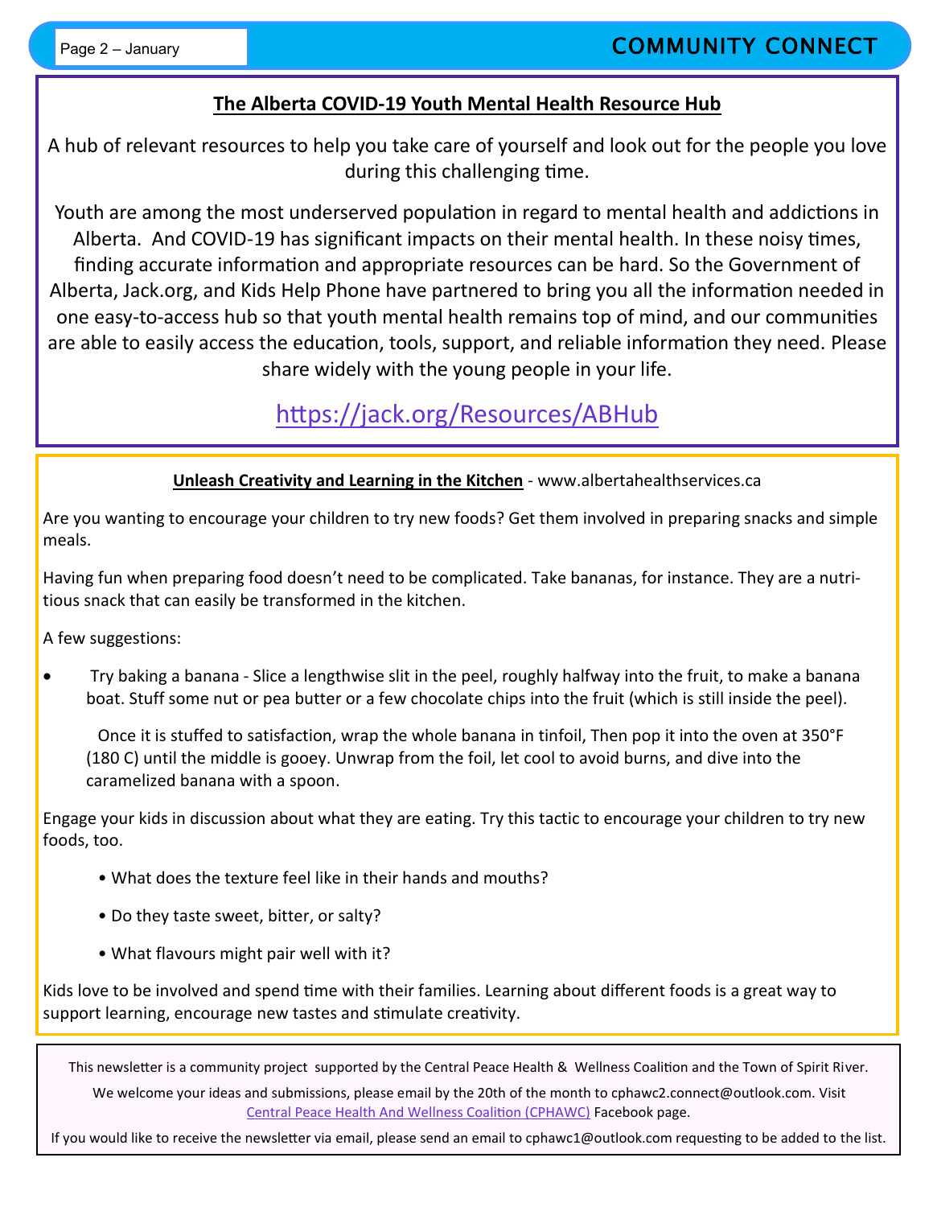## The Alberta COVID-19 Youth Mental Health Resource Hub

A hub of relevant resources to help you take care of yourself and look out for the people you love during this challenging time.

Youth are among the most underserved population in regard to mental health and addictions in Alberta. And COVID-19 has significant impacts on their mental health. In these noisy times, finding accurate information and appropriate resources can be hard. So the Government of Alberta, Jack.org, and Kids Help Phone have partnered to bring you all the information needed in one easy-to-access hub so that youth mental health remains top of mind, and our communities are able to easily access the education, tools, support, and reliable information they need. Please share widely with the young people in your life.

https://jack.org/Resources/ABHub

## Unleash Creativity and Learning in the Kitchen - www.albertahealthservices.ca

Are you wanting to encourage your children to try new foods? Get them involved in preparing snacks and simple meals.

Having fun when preparing food doesn't need to be complicated. Take bananas, for instance. They are a nutritious snack that can easily be transformed in the kitchen.

A few suggestions:

- Try baking a banana - Slice a lengthwise slit in the peel, roughly halfway into the fruit, to make a banana boat. Stuff some nut or pea butter or a few chocolate chips into the fruit (which is still inside the peel).

  Once it is stuffed to satisfaction, wrap the whole banana in tinfoil, Then pop it into the oven at 350°F (180 C) until the middle is gooey. Unwrap from the foil, let cool to avoid burns, and dive into the caramelized banana with a spoon.

Engage your kids in discussion about what they are eating. Try this tactic to encourage your children to try new foods, too.

- What does the texture feel like in their hands and mouths?
- Do they taste sweet, bitter, or salty?
- What flavours might pair well with it?

Kids love to be involved and spend time with their families. Learning about different foods is a great way to support learning, encourage new tastes and stimulate creativity.

---

This newsletter is a community project supported by the Central Peace Health & Wellness Coalition and the Town of Spirit River.

We welcome your ideas and submissions, please email by the 20th of the month to cphawc2.connect@outlook.com. Visit Central Peace Health And Wellness Coalition (CPHAWC) Facebook page.

If you would like to receive the newsletter via email, please send an email to cphawc1@outlook.com requesting to be added to the list.